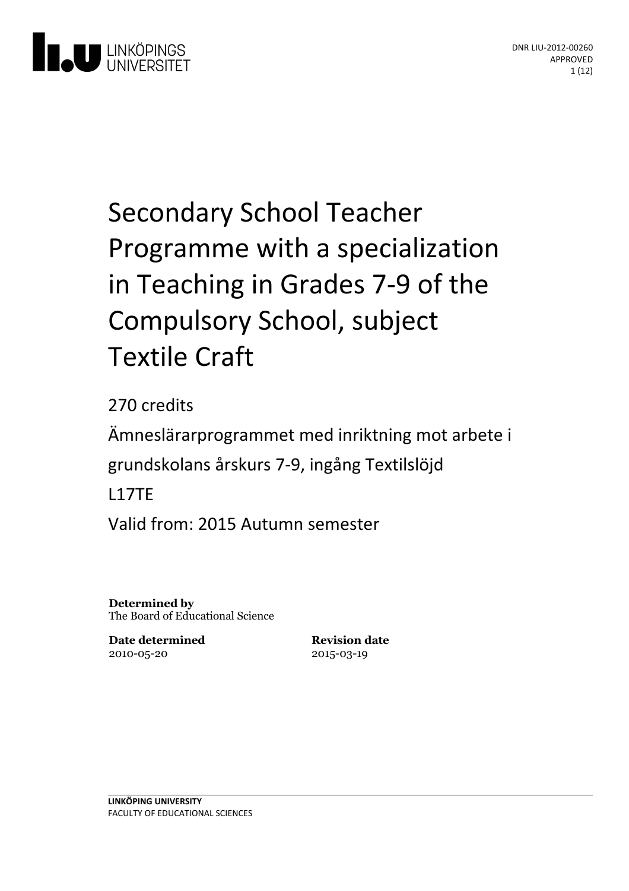LINKÖPINGS UNIVERSITET

DNR LIU-2012-00260
APPROVED

# Secondary School Teacher Programme with a specialization in Teaching in Grades 7-9 of the Compulsory School, subject Textile Craft

270 credits

Ämneslärarprogrammet med inriktning mot arbete i grundskolans årskurs 7-9, ingång Textilslöjd

L17TE

Valid from: 2015 Autumn semester

**Determined by**
The Board of Educational Science

**Date determined**
2010-05-20

**Revision date**
2015-03-19

**LINKÖPING UNIVERSITY**
FACULTY OF EDUCATIONAL SCIENCES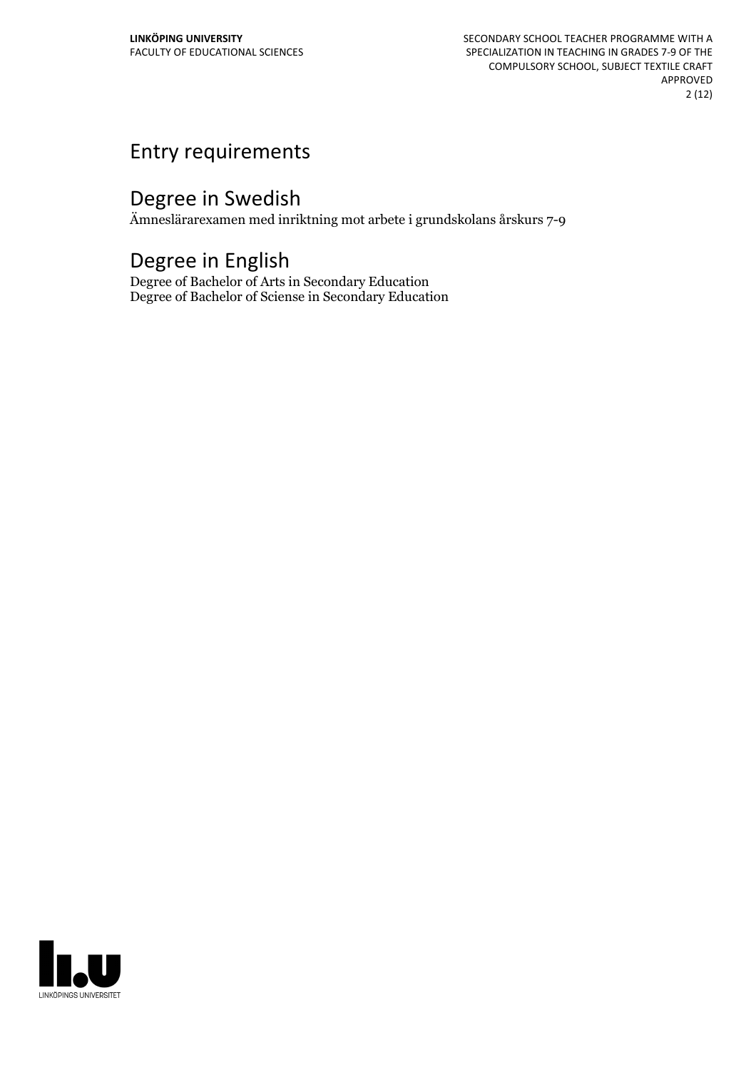## Entry requirements

## Degree in Swedish

Ämneslärarexamen med inriktning mot arbete i grundskolans årskurs 7-9

## Degree in English

Degree of Bachelor of Arts in Secondary Education
Degree of Bachelor of Sciense in Secondary Education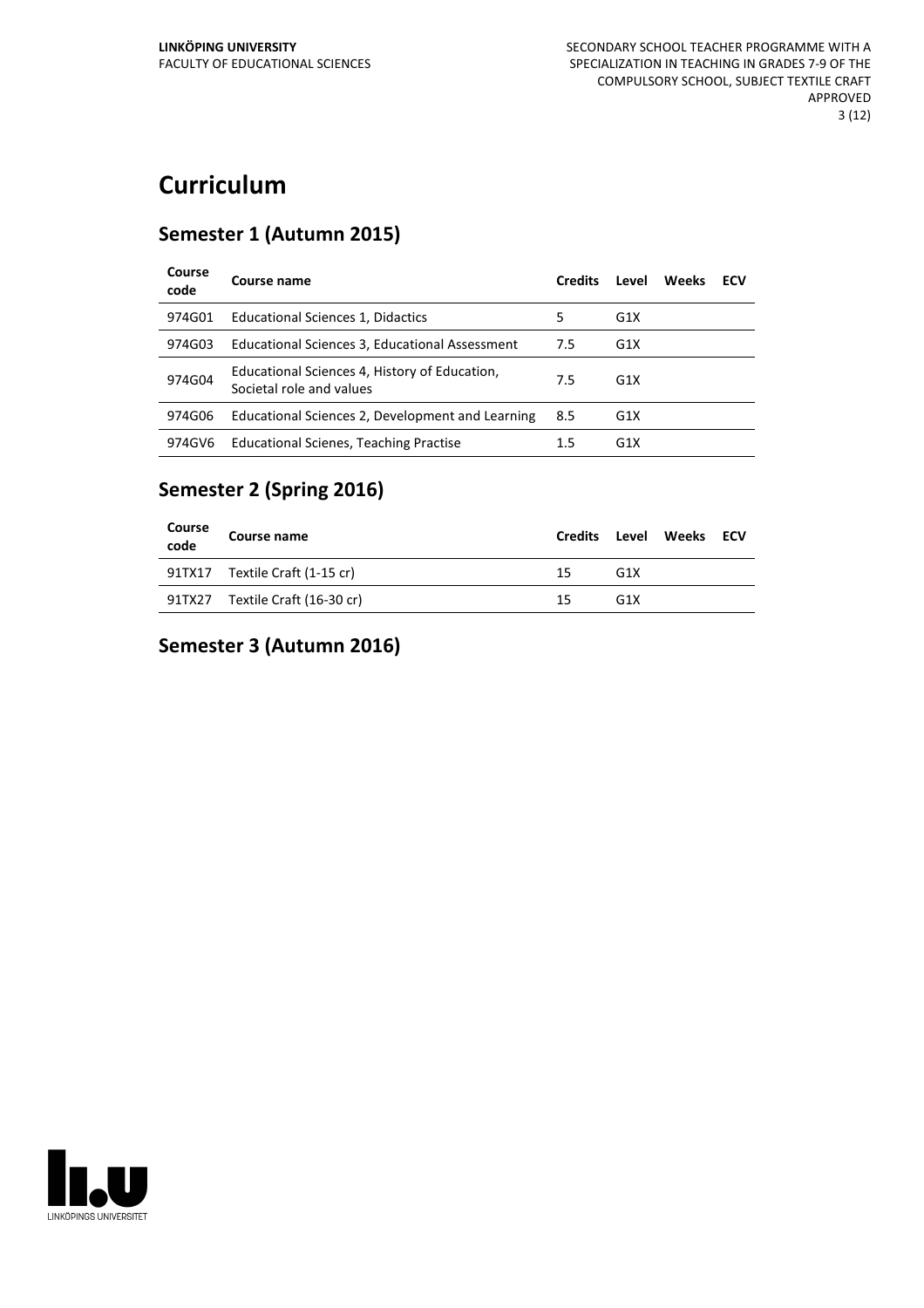# Curriculum

## Semester 1 (Autumn 2015)

| Course code | Course name | Credits | Level | Weeks | ECV |
|---|---|---|---|---|---|
| 974G01 | Educational Sciences 1, Didactics | 5 | G1X | | |
| 974G03 | Educational Sciences 3, Educational Assessment | 7.5 | G1X | | |
| 974G04 | Educational Sciences 4, History of Education, Societal role and values | 7.5 | G1X | | |
| 974G06 | Educational Sciences 2, Development and Learning | 8.5 | G1X | | |
| 974GV6 | Educational Scienes, Teaching Practise | 1.5 | G1X | | |

## Semester 2 (Spring 2016)

| Course code | Course name | Credits | Level | Weeks | ECV |
|---|---|---|---|---|---|
| 91TX17 | Textile Craft (1-15 cr) | 15 | G1X | | |
| 91TX27 | Textile Craft (16-30 cr) | 15 | G1X | | |

## Semester 3 (Autumn 2016)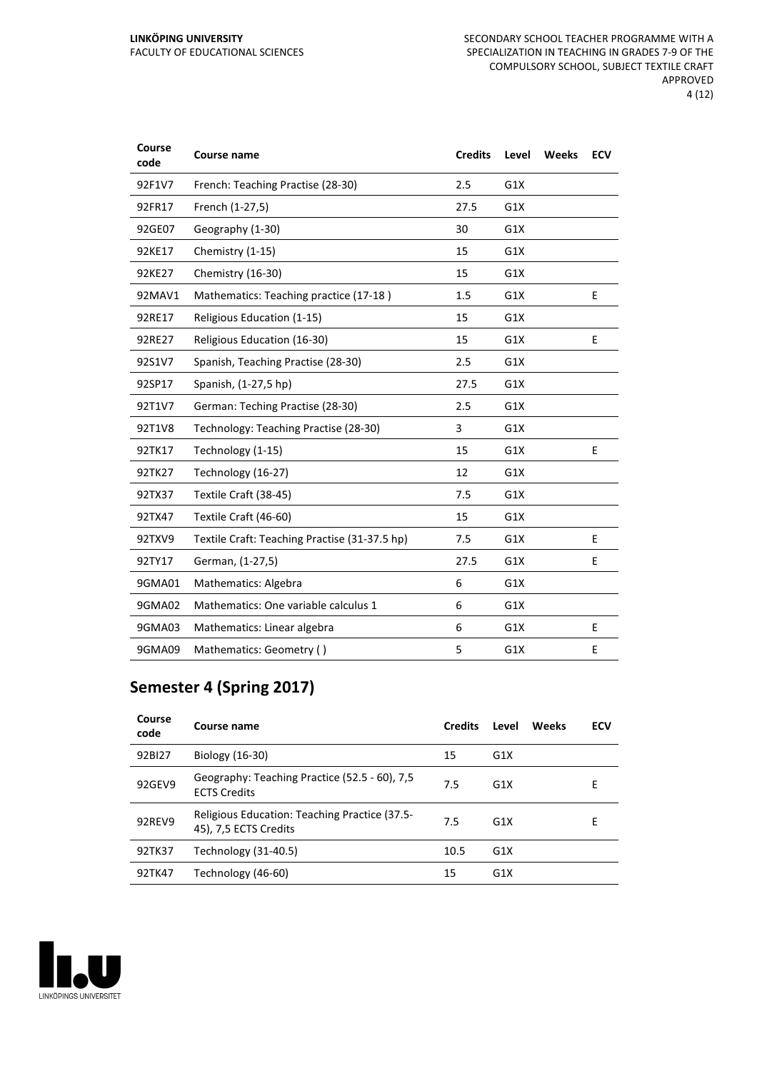| Course code | Course name | Credits | Level | Weeks | ECV |
|---|---|---|---|---|---|
| 92F1V7 | French: Teaching Practise (28-30) | 2.5 | G1X | | |
| 92FR17 | French (1-27,5) | 27.5 | G1X | | |
| 92GE07 | Geography (1-30) | 30 | G1X | | |
| 92KE17 | Chemistry (1-15) | 15 | G1X | | |
| 92KE27 | Chemistry (16-30) | 15 | G1X | | |
| 92MAV1 | Mathematics: Teaching practice (17-18 ) | 1.5 | G1X | | E |
| 92RE17 | Religious Education (1-15) | 15 | G1X | | |
| 92RE27 | Religious Education (16-30) | 15 | G1X | | E |
| 92S1V7 | Spanish, Teaching Practise (28-30) | 2.5 | G1X | | |
| 92SP17 | Spanish, (1-27,5 hp) | 27.5 | G1X | | |
| 92T1V7 | German: Teching Practise (28-30) | 2.5 | G1X | | |
| 92T1V8 | Technology: Teaching Practise (28-30) | 3 | G1X | | |
| 92TK17 | Technology (1-15) | 15 | G1X | | E |
| 92TK27 | Technology (16-27) | 12 | G1X | | |
| 92TX37 | Textile Craft (38-45) | 7.5 | G1X | | |
| 92TX47 | Textile Craft (46-60) | 15 | G1X | | |
| 92TXV9 | Textile Craft: Teaching Practise (31-37.5 hp) | 7.5 | G1X | | E |
| 92TY17 | German, (1-27,5) | 27.5 | G1X | | E |
| 9GMA01 | Mathematics: Algebra | 6 | G1X | | |
| 9GMA02 | Mathematics: One variable calculus 1 | 6 | G1X | | |
| 9GMA03 | Mathematics: Linear algebra | 6 | G1X | | E |
| 9GMA09 | Mathematics: Geometry ( ) | 5 | G1X | | E |

## Semester 4 (Spring 2017)

| Course code | Course name | Credits | Level | Weeks | ECV |
|---|---|---|---|---|---|
| 92BI27 | Biology (16-30) | 15 | G1X | | |
| 92GEV9 | Geography: Teaching Practice (52.5 - 60), 7,5 ECTS Credits | 7.5 | G1X | | E |
| 92REV9 | Religious Education: Teaching Practice (37.5-45), 7,5 ECTS Credits | 7.5 | G1X | | E |
| 92TK37 | Technology (31-40.5) | 10.5 | G1X | | |
| 92TK47 | Technology (46-60) | 15 | G1X | | |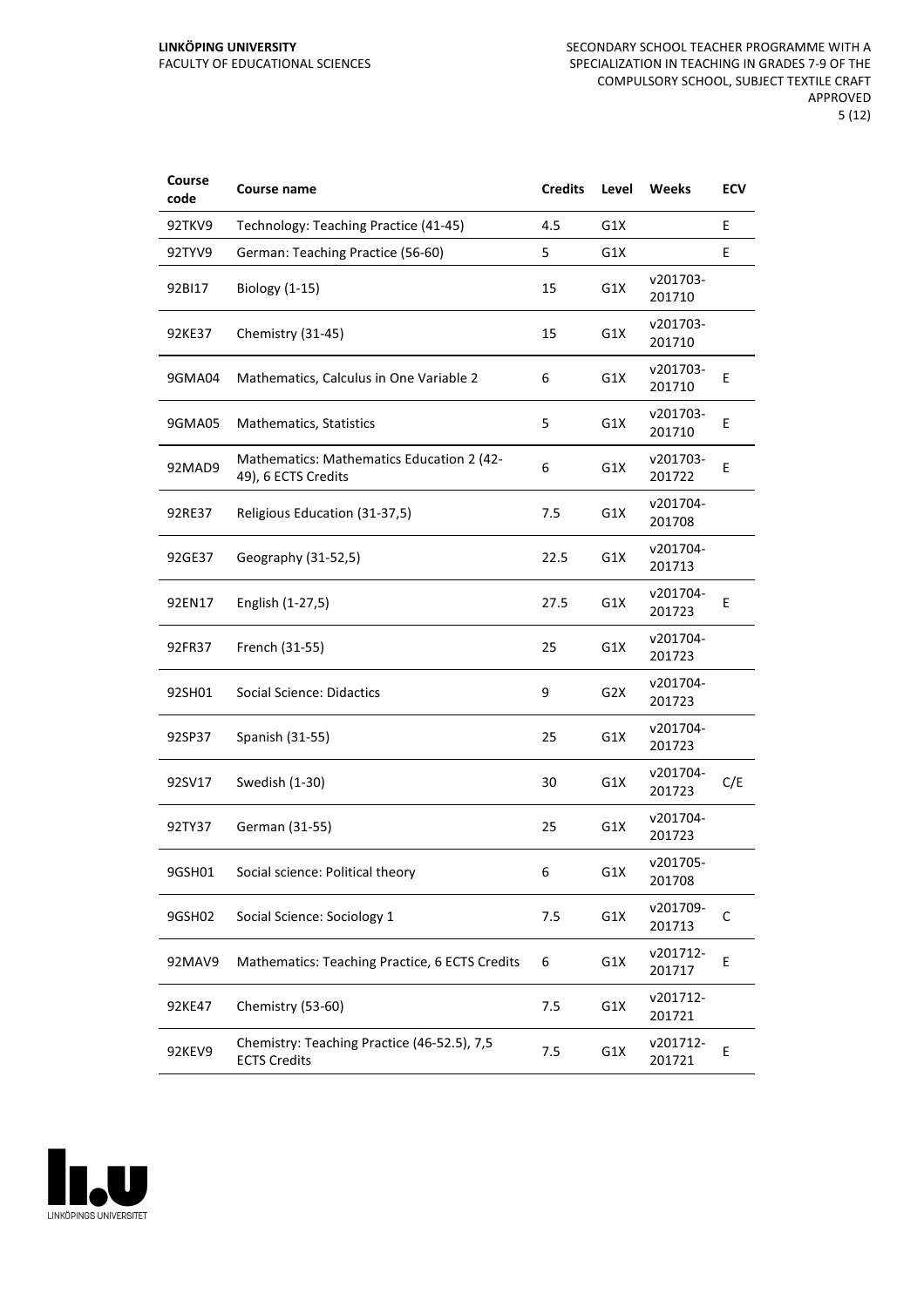| Course code | Course name | Credits | Level | Weeks | ECV |
|---|---|---|---|---|---|
| 92TKV9 | Technology: Teaching Practice (41-45) | 4.5 | G1X | | E |
| 92TYV9 | German: Teaching Practice (56-60) | 5 | G1X | | E |
| 92BI17 | Biology (1-15) | 15 | G1X | v201703-201710 | |
| 92KE37 | Chemistry (31-45) | 15 | G1X | v201703-201710 | |
| 9GMA04 | Mathematics, Calculus in One Variable 2 | 6 | G1X | v201703-201710 | E |
| 9GMA05 | Mathematics, Statistics | 5 | G1X | v201703-201710 | E |
| 92MAD9 | Mathematics: Mathematics Education 2 (42-49), 6 ECTS Credits | 6 | G1X | v201703-201722 | E |
| 92RE37 | Religious Education (31-37,5) | 7.5 | G1X | v201704-201708 | |
| 92GE37 | Geography (31-52,5) | 22.5 | G1X | v201704-201713 | |
| 92EN17 | English (1-27,5) | 27.5 | G1X | v201704-201723 | E |
| 92FR37 | French (31-55) | 25 | G1X | v201704-201723 | |
| 92SH01 | Social Science: Didactics | 9 | G2X | v201704-201723 | |
| 92SP37 | Spanish (31-55) | 25 | G1X | v201704-201723 | |
| 92SV17 | Swedish (1-30) | 30 | G1X | v201704-201723 | C/E |
| 92TY37 | German (31-55) | 25 | G1X | v201704-201723 | |
| 9GSH01 | Social science: Political theory | 6 | G1X | v201705-201708 | |
| 9GSH02 | Social Science: Sociology 1 | 7.5 | G1X | v201709-201713 | C |
| 92MAV9 | Mathematics: Teaching Practice, 6 ECTS Credits | 6 | G1X | v201712-201717 | E |
| 92KE47 | Chemistry (53-60) | 7.5 | G1X | v201712-201721 | |
| 92KEV9 | Chemistry: Teaching Practice (46-52.5), 7,5 ECTS Credits | 7.5 | G1X | v201712-201721 | E |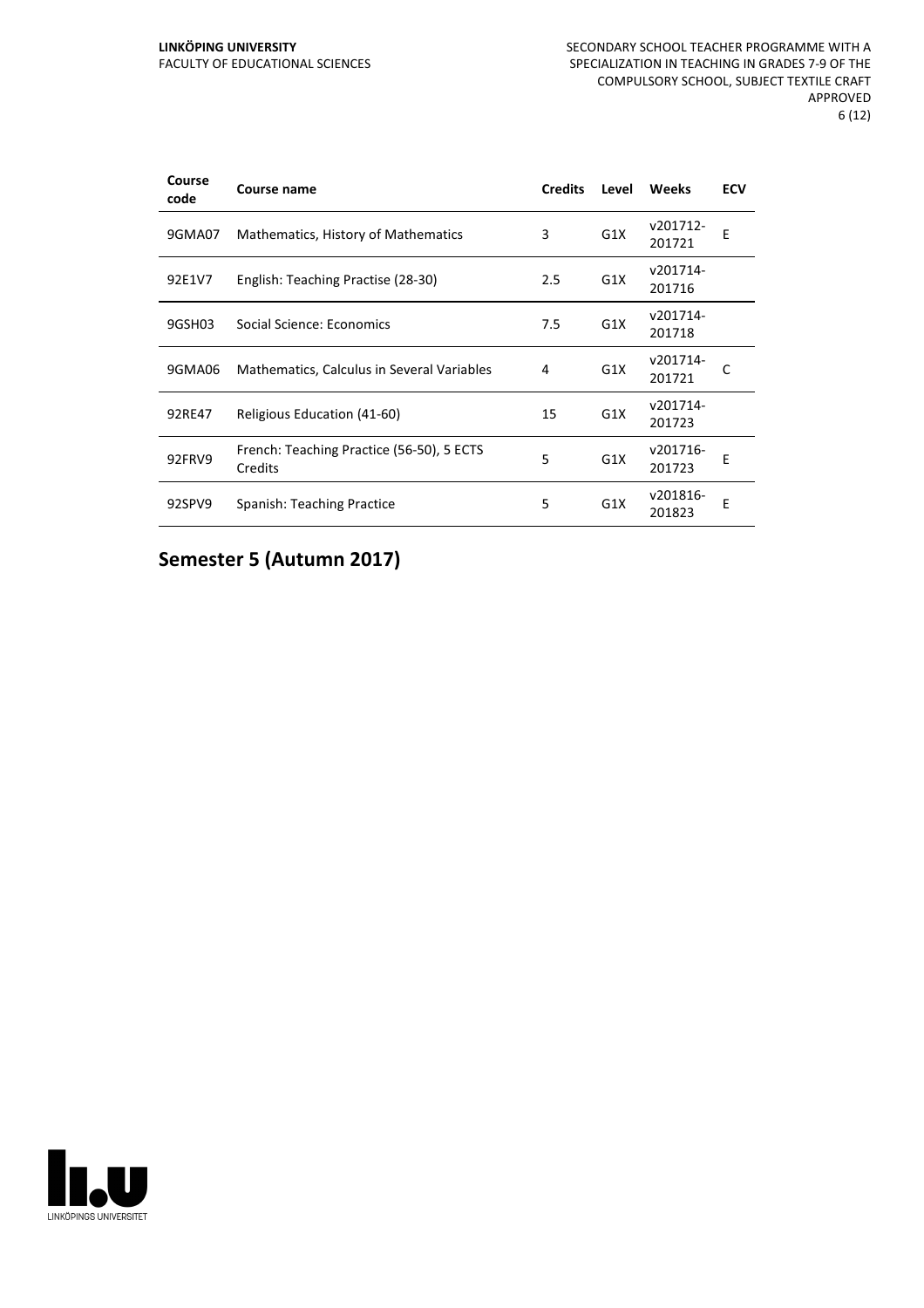| Course code | Course name | Credits | Level | Weeks | ECV |
|---|---|---|---|---|---|
| 9GMA07 | Mathematics, History of Mathematics | 3 | G1X | v201712-201721 | E |
| 92E1V7 | English: Teaching Practise (28-30) | 2.5 | G1X | v201714-201716 | |
| 9GSH03 | Social Science: Economics | 7.5 | G1X | v201714-201718 | |
| 9GMA06 | Mathematics, Calculus in Several Variables | 4 | G1X | v201714-201721 | C |
| 92RE47 | Religious Education (41-60) | 15 | G1X | v201714-201723 | |
| 92FRV9 | French: Teaching Practice (56-50), 5 ECTS Credits | 5 | G1X | v201716-201723 | E |
| 92SPV9 | Spanish: Teaching Practice | 5 | G1X | v201816-201823 | E |

## Semester 5 (Autumn 2017)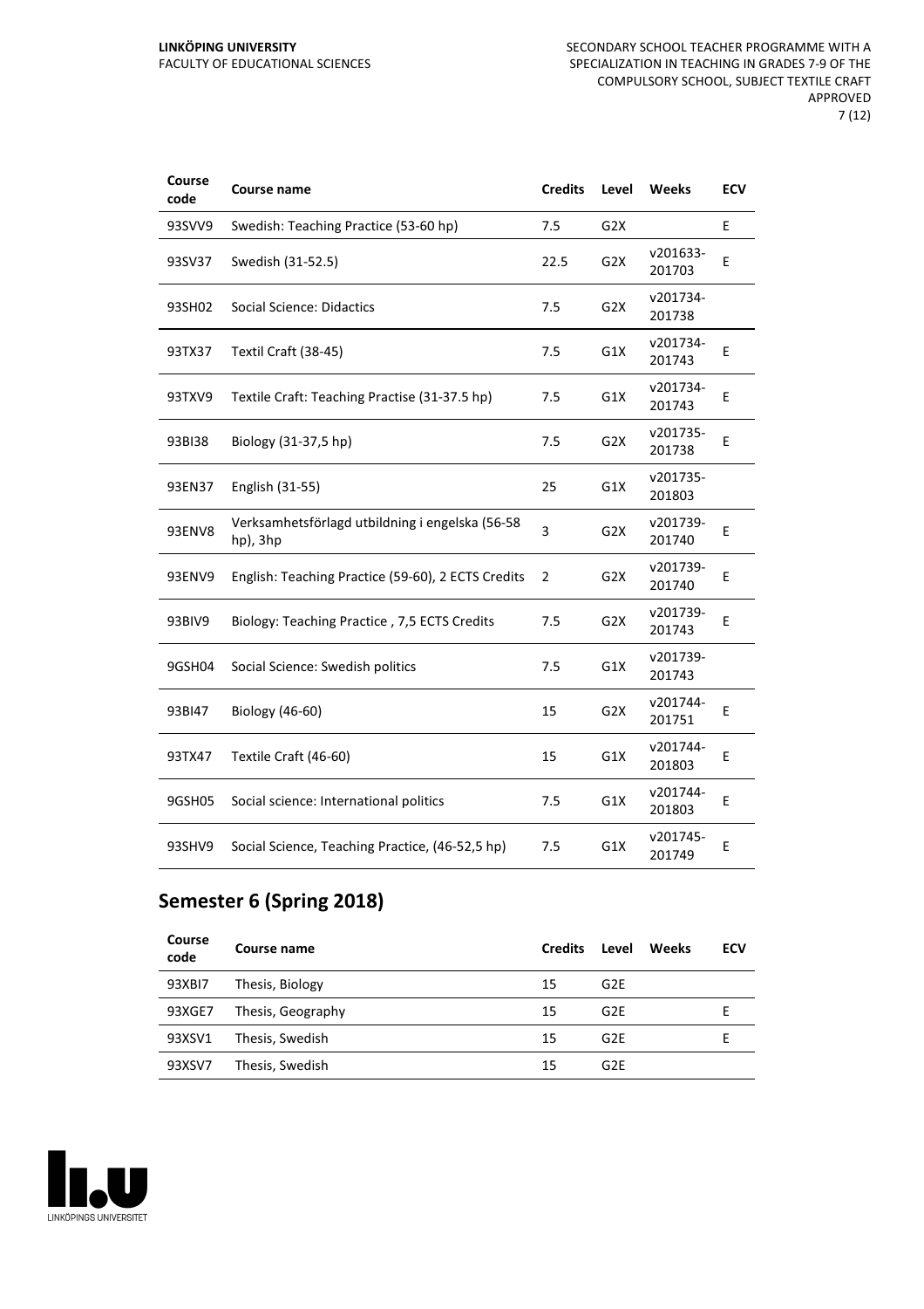| Course code | Course name | Credits | Level | Weeks | ECV |
|---|---|---|---|---|---|
| 93SVV9 | Swedish: Teaching Practice (53-60 hp) | 7.5 | G2X | | E |
| 93SV37 | Swedish (31-52.5) | 22.5 | G2X | v201633-201703 | E |
| 93SH02 | Social Science: Didactics | 7.5 | G2X | v201734-201738 | |
| 93TX37 | Textil Craft (38-45) | 7.5 | G1X | v201734-201743 | E |
| 93TXV9 | Textile Craft: Teaching Practise (31-37.5 hp) | 7.5 | G1X | v201734-201743 | E |
| 93BI38 | Biology (31-37,5 hp) | 7.5 | G2X | v201735-201738 | E |
| 93EN37 | English (31-55) | 25 | G1X | v201735-201803 | |
| 93ENV8 | Verksamhetsförlagd utbildning i engelska (56-58 hp), 3hp | 3 | G2X | v201739-201740 | E |
| 93ENV9 | English: Teaching Practice (59-60), 2 ECTS Credits | 2 | G2X | v201739-201740 | E |
| 93BIV9 | Biology: Teaching Practice , 7,5 ECTS Credits | 7.5 | G2X | v201739-201743 | E |
| 9GSH04 | Social Science: Swedish politics | 7.5 | G1X | v201739-201743 | |
| 93BI47 | Biology (46-60) | 15 | G2X | v201744-201751 | E |
| 93TX47 | Textile Craft (46-60) | 15 | G1X | v201744-201803 | E |
| 9GSH05 | Social science: International politics | 7.5 | G1X | v201744-201803 | E |
| 93SHV9 | Social Science, Teaching Practice, (46-52,5 hp) | 7.5 | G1X | v201745-201749 | E |

## Semester 6 (Spring 2018)

| Course code | Course name | Credits | Level | Weeks | ECV |
|---|---|---|---|---|---|
| 93XBI7 | Thesis, Biology | 15 | G2E | | |
| 93XGE7 | Thesis, Geography | 15 | G2E | | E |
| 93XSV1 | Thesis, Swedish | 15 | G2E | | E |
| 93XSV7 | Thesis, Swedish | 15 | G2E | | |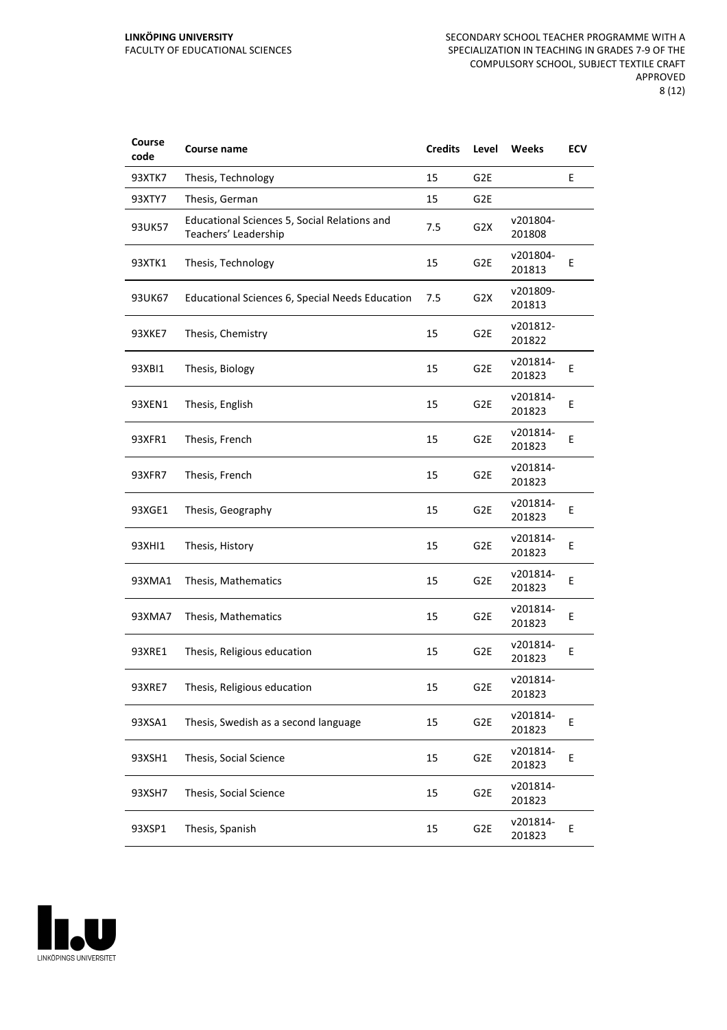| Course code | Course name | Credits | Level | Weeks | ECV |
|---|---|---|---|---|---|
| 93XTK7 | Thesis, Technology | 15 | G2E | | E |
| 93XTY7 | Thesis, German | 15 | G2E | | |
| 93UK57 | Educational Sciences 5, Social Relations and Teachers' Leadership | 7.5 | G2X | v201804-201808 | |
| 93XTK1 | Thesis, Technology | 15 | G2E | v201804-201813 | E |
| 93UK67 | Educational Sciences 6, Special Needs Education | 7.5 | G2X | v201809-201813 | |
| 93XKE7 | Thesis, Chemistry | 15 | G2E | v201812-201822 | |
| 93XBI1 | Thesis, Biology | 15 | G2E | v201814-201823 | E |
| 93XEN1 | Thesis, English | 15 | G2E | v201814-201823 | E |
| 93XFR1 | Thesis, French | 15 | G2E | v201814-201823 | E |
| 93XFR7 | Thesis, French | 15 | G2E | v201814-201823 | |
| 93XGE1 | Thesis, Geography | 15 | G2E | v201814-201823 | E |
| 93XHI1 | Thesis, History | 15 | G2E | v201814-201823 | E |
| 93XMA1 | Thesis, Mathematics | 15 | G2E | v201814-201823 | E |
| 93XMA7 | Thesis, Mathematics | 15 | G2E | v201814-201823 | E |
| 93XRE1 | Thesis, Religious education | 15 | G2E | v201814-201823 | E |
| 93XRE7 | Thesis, Religious education | 15 | G2E | v201814-201823 | |
| 93XSA1 | Thesis, Swedish as a second language | 15 | G2E | v201814-201823 | E |
| 93XSH1 | Thesis, Social Science | 15 | G2E | v201814-201823 | E |
| 93XSH7 | Thesis, Social Science | 15 | G2E | v201814-201823 | |
| 93XSP1 | Thesis, Spanish | 15 | G2E | v201814-201823 | E |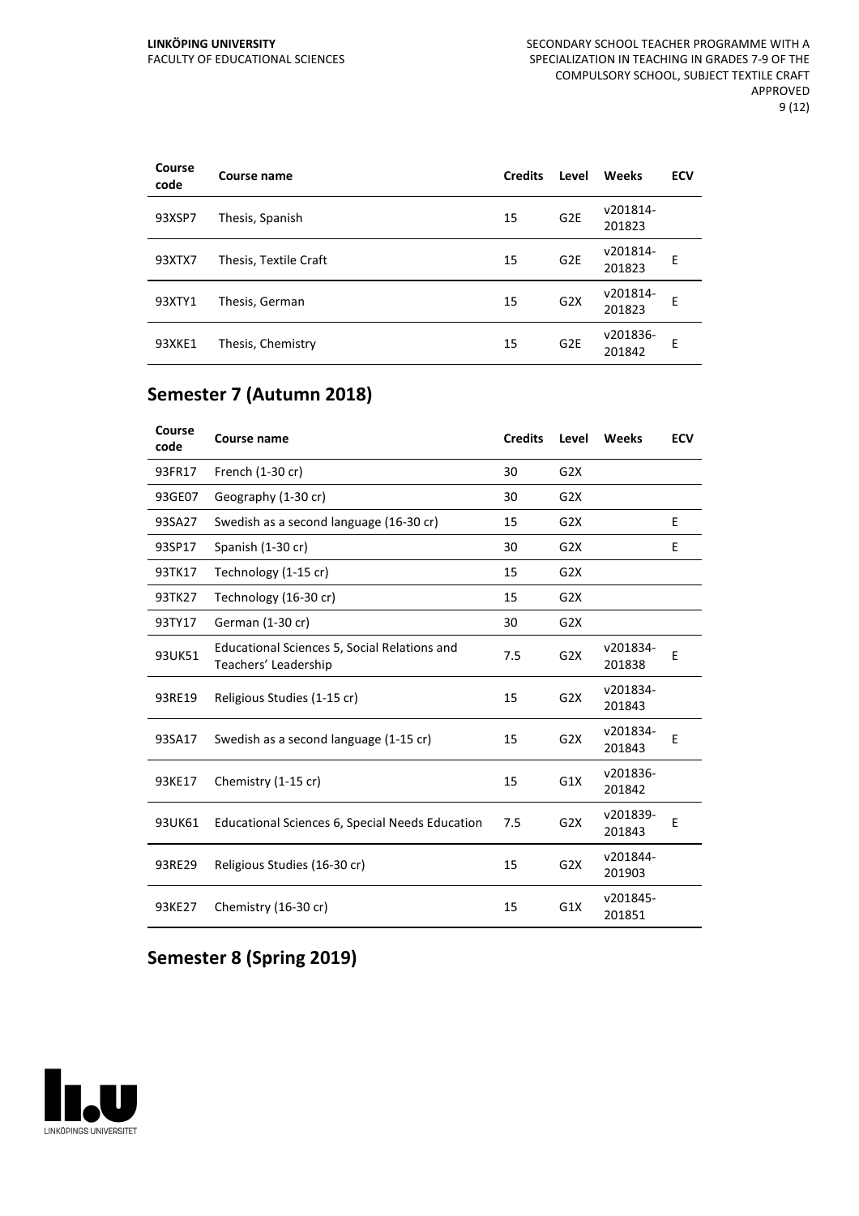| Course code | Course name | Credits | Level | Weeks | ECV |
|---|---|---|---|---|---|
| 93XSP7 | Thesis, Spanish | 15 | G2E | v201814-201823 | |
| 93XTX7 | Thesis, Textile Craft | 15 | G2E | v201814-201823 | E |
| 93XTY1 | Thesis, German | 15 | G2X | v201814-201823 | E |
| 93XKE1 | Thesis, Chemistry | 15 | G2E | v201836-201842 | E |

## Semester 7 (Autumn 2018)

| Course code | Course name | Credits | Level | Weeks | ECV |
|---|---|---|---|---|---|
| 93FR17 | French (1-30 cr) | 30 | G2X | | |
| 93GE07 | Geography (1-30 cr) | 30 | G2X | | |
| 93SA27 | Swedish as a second language (16-30 cr) | 15 | G2X | | E |
| 93SP17 | Spanish (1-30 cr) | 30 | G2X | | E |
| 93TK17 | Technology (1-15 cr) | 15 | G2X | | |
| 93TK27 | Technology (16-30 cr) | 15 | G2X | | |
| 93TY17 | German (1-30 cr) | 30 | G2X | | |
| 93UK51 | Educational Sciences 5, Social Relations and Teachers' Leadership | 7.5 | G2X | v201834-201838 | E |
| 93RE19 | Religious Studies (1-15 cr) | 15 | G2X | v201834-201843 | |
| 93SA17 | Swedish as a second language (1-15 cr) | 15 | G2X | v201834-201843 | E |
| 93KE17 | Chemistry (1-15 cr) | 15 | G1X | v201836-201842 | |
| 93UK61 | Educational Sciences 6, Special Needs Education | 7.5 | G2X | v201839-201843 | E |
| 93RE29 | Religious Studies (16-30 cr) | 15 | G2X | v201844-201903 | |
| 93KE27 | Chemistry (16-30 cr) | 15 | G1X | v201845-201851 | |

## Semester 8 (Spring 2019)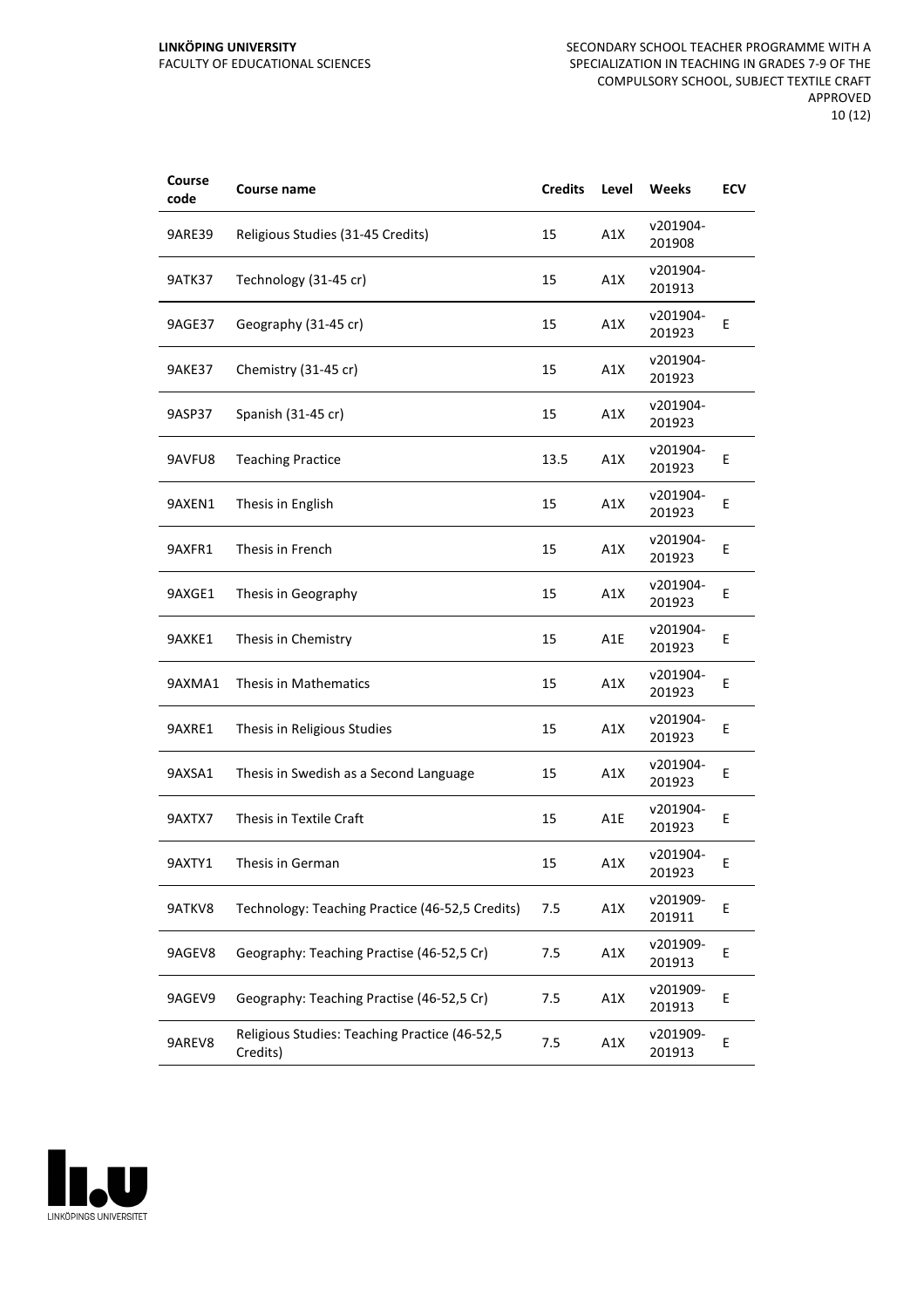| Course code | Course name | Credits | Level | Weeks | ECV |
|---|---|---|---|---|---|
| 9ARE39 | Religious Studies (31-45 Credits) | 15 | A1X | v201904-201908 | |
| 9ATK37 | Technology (31-45 cr) | 15 | A1X | v201904-201913 | |
| 9AGE37 | Geography (31-45 cr) | 15 | A1X | v201904-201923 | E |
| 9AKE37 | Chemistry (31-45 cr) | 15 | A1X | v201904-201923 | |
| 9ASP37 | Spanish (31-45 cr) | 15 | A1X | v201904-201923 | |
| 9AVFU8 | Teaching Practice | 13.5 | A1X | v201904-201923 | E |
| 9AXEN1 | Thesis in English | 15 | A1X | v201904-201923 | E |
| 9AXFR1 | Thesis in French | 15 | A1X | v201904-201923 | E |
| 9AXGE1 | Thesis in Geography | 15 | A1X | v201904-201923 | E |
| 9AXKE1 | Thesis in Chemistry | 15 | A1E | v201904-201923 | E |
| 9AXMA1 | Thesis in Mathematics | 15 | A1X | v201904-201923 | E |
| 9AXRE1 | Thesis in Religious Studies | 15 | A1X | v201904-201923 | E |
| 9AXSA1 | Thesis in Swedish as a Second Language | 15 | A1X | v201904-201923 | E |
| 9AXTX7 | Thesis in Textile Craft | 15 | A1E | v201904-201923 | E |
| 9AXTY1 | Thesis in German | 15 | A1X | v201904-201923 | E |
| 9ATKV8 | Technology: Teaching Practice (46-52,5 Credits) | 7.5 | A1X | v201909-201911 | E |
| 9AGEV8 | Geography: Teaching Practise (46-52,5 Cr) | 7.5 | A1X | v201909-201913 | E |
| 9AGEV9 | Geography: Teaching Practise (46-52,5 Cr) | 7.5 | A1X | v201909-201913 | E |
| 9AREV8 | Religious Studies: Teaching Practice (46-52,5 Credits) | 7.5 | A1X | v201909-201913 | E |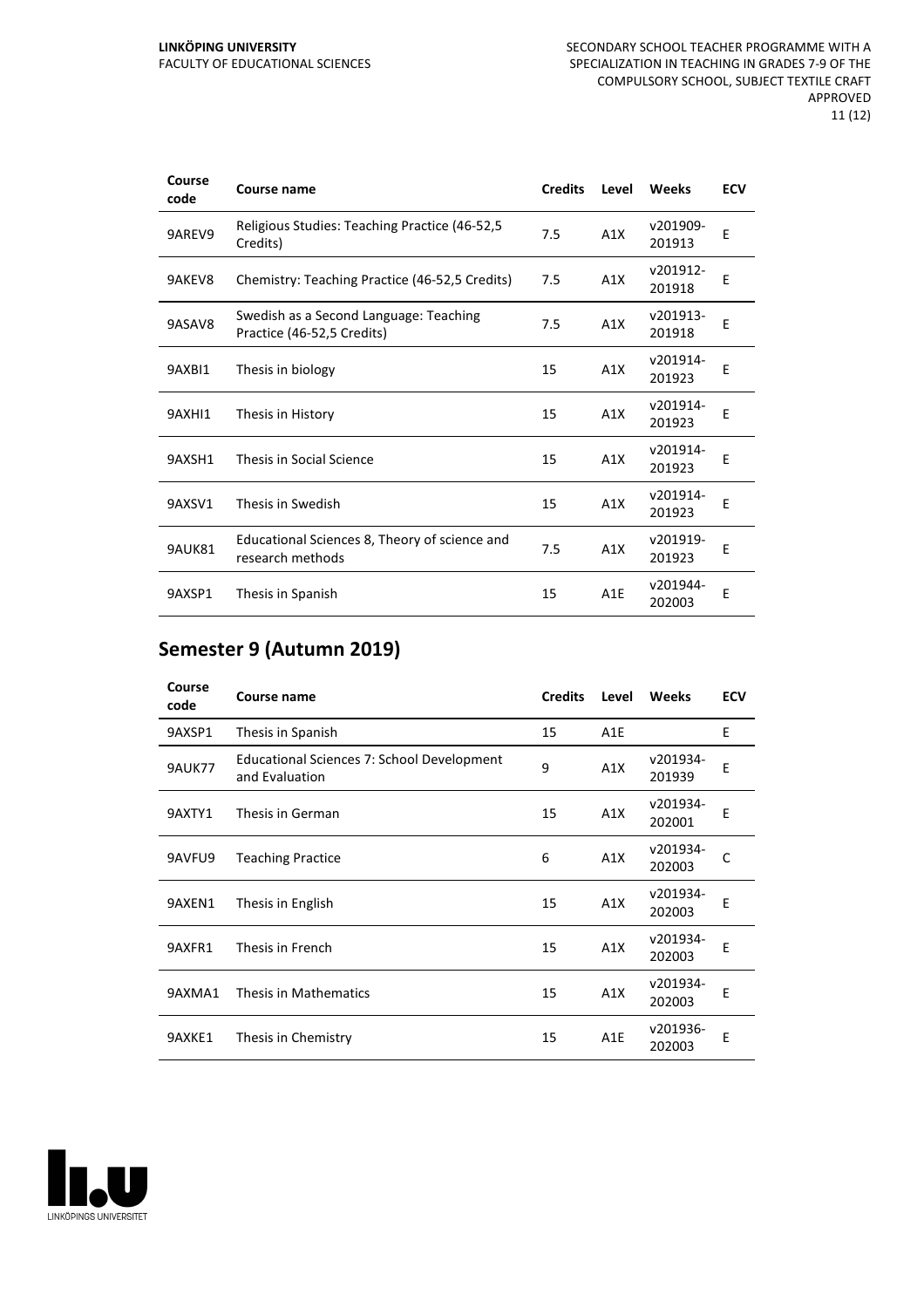| Course code | Course name | Credits | Level | Weeks | ECV |
|---|---|---|---|---|---|
| 9AREV9 | Religious Studies: Teaching Practice (46-52,5 Credits) | 7.5 | A1X | v201909-201913 | E |
| 9AKEV8 | Chemistry: Teaching Practice (46-52,5 Credits) | 7.5 | A1X | v201912-201918 | E |
| 9ASAV8 | Swedish as a Second Language: Teaching Practice (46-52,5 Credits) | 7.5 | A1X | v201913-201918 | E |
| 9AXBI1 | Thesis in biology | 15 | A1X | v201914-201923 | E |
| 9AXHI1 | Thesis in History | 15 | A1X | v201914-201923 | E |
| 9AXSH1 | Thesis in Social Science | 15 | A1X | v201914-201923 | E |
| 9AXSV1 | Thesis in Swedish | 15 | A1X | v201914-201923 | E |
| 9AUK81 | Educational Sciences 8, Theory of science and research methods | 7.5 | A1X | v201919-201923 | E |
| 9AXSP1 | Thesis in Spanish | 15 | A1E | v201944-202003 | E |

## Semester 9 (Autumn 2019)

| Course code | Course name | Credits | Level | Weeks | ECV |
|---|---|---|---|---|---|
| 9AXSP1 | Thesis in Spanish | 15 | A1E | | E |
| 9AUK77 | Educational Sciences 7: School Development and Evaluation | 9 | A1X | v201934-201939 | E |
| 9AXTY1 | Thesis in German | 15 | A1X | v201934-202001 | E |
| 9AVFU9 | Teaching Practice | 6 | A1X | v201934-202003 | C |
| 9AXEN1 | Thesis in English | 15 | A1X | v201934-202003 | E |
| 9AXFR1 | Thesis in French | 15 | A1X | v201934-202003 | E |
| 9AXMA1 | Thesis in Mathematics | 15 | A1X | v201934-202003 | E |
| 9AXKE1 | Thesis in Chemistry | 15 | A1E | v201936-202003 | E |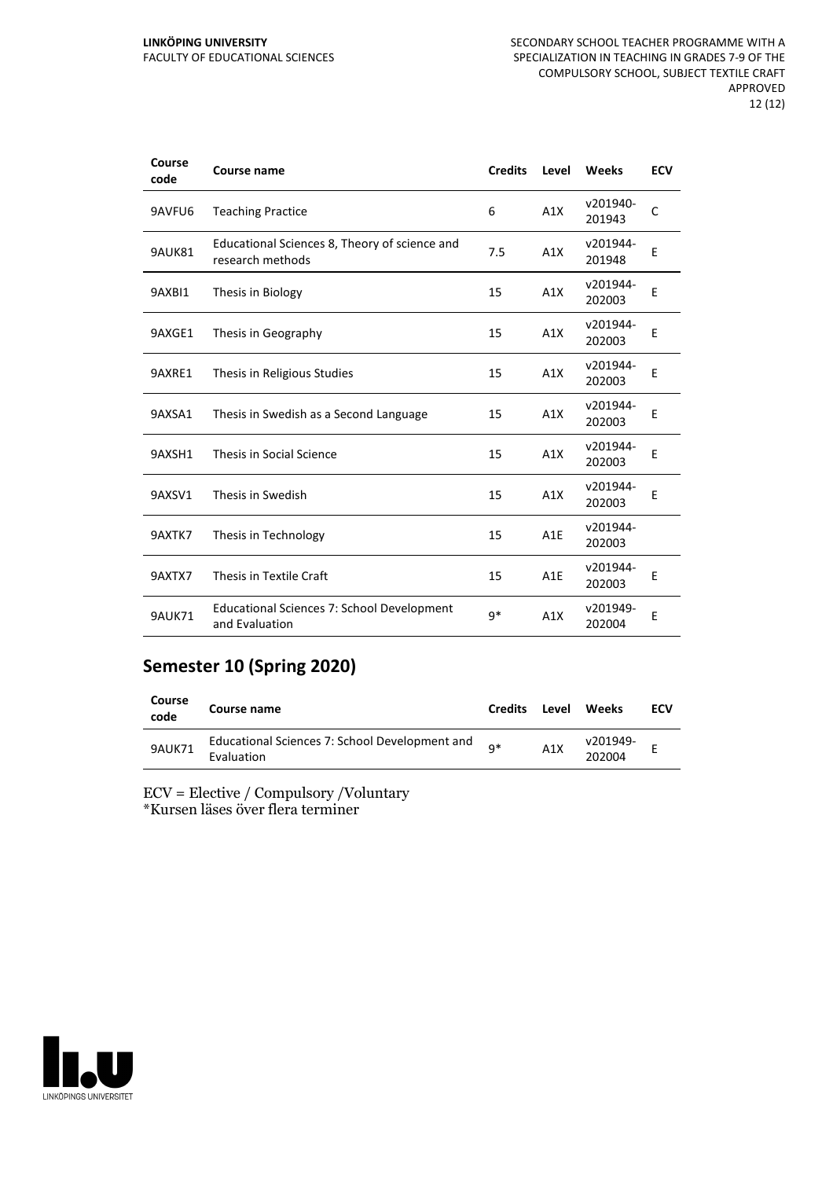| Course code | Course name | Credits | Level | Weeks | ECV |
|---|---|---|---|---|---|
| 9AVFU6 | Teaching Practice | 6 | A1X | v201940-201943 | C |
| 9AUK81 | Educational Sciences 8, Theory of science and research methods | 7.5 | A1X | v201944-201948 | E |
| 9AXBI1 | Thesis in Biology | 15 | A1X | v201944-202003 | E |
| 9AXGE1 | Thesis in Geography | 15 | A1X | v201944-202003 | E |
| 9AXRE1 | Thesis in Religious Studies | 15 | A1X | v201944-202003 | E |
| 9AXSA1 | Thesis in Swedish as a Second Language | 15 | A1X | v201944-202003 | E |
| 9AXSH1 | Thesis in Social Science | 15 | A1X | v201944-202003 | E |
| 9AXSV1 | Thesis in Swedish | 15 | A1X | v201944-202003 | E |
| 9AXTK7 | Thesis in Technology | 15 | A1E | v201944-202003 | |
| 9AXTX7 | Thesis in Textile Craft | 15 | A1E | v201944-202003 | E |
| 9AUK71 | Educational Sciences 7: School Development and Evaluation | 9* | A1X | v201949-202004 | E |

## Semester 10 (Spring 2020)

| Course code | Course name | Credits | Level | Weeks | ECV |
|---|---|---|---|---|---|
| 9AUK71 | Educational Sciences 7: School Development and Evaluation | 9* | A1X | v201949-202004 | E |

ECV = Elective / Compulsory /Voluntary
*Kursen läses över flera terminer